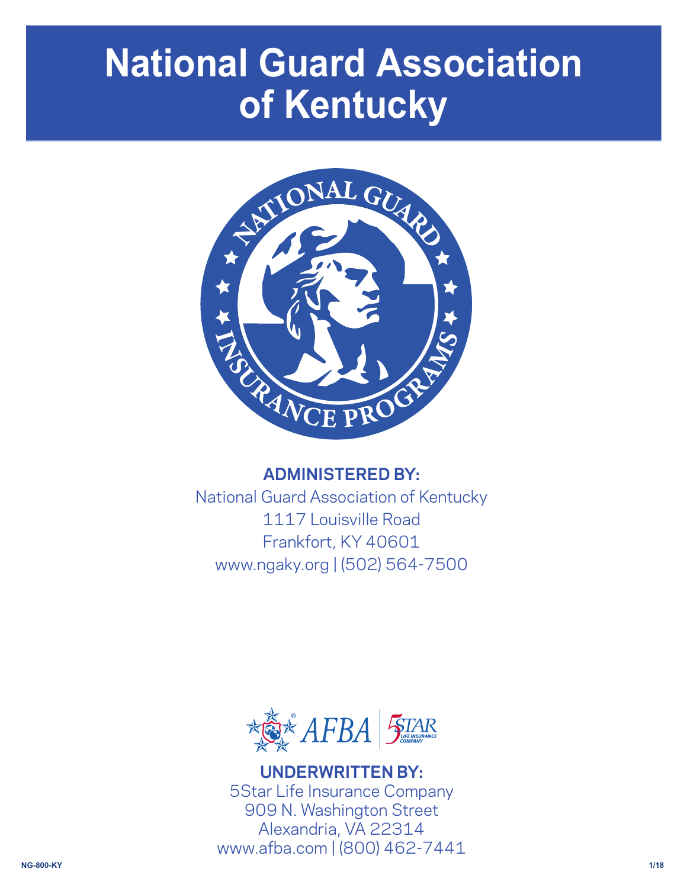# National Guard Association of Kentucky

**ADMINISTERED BY:**

National Guard Association of Kentucky
1117 Louisville Road
Frankfort, KY 40601
www.ngaky.org | (502) 564-7500

**UNDERWRITTEN BY:**

5Star Life Insurance Company
909 N. Washington Street
Alexandria, VA 22314
www.afba.com | (800) 462-7441

NG-800-KY 1/18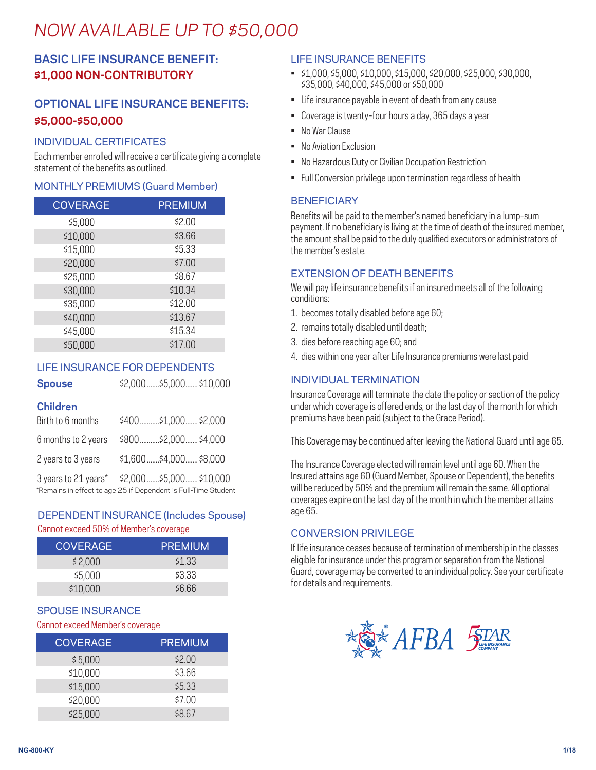# NOW AVAILABLE UP TO $50,000

## BASIC LIFE INSURANCE BENEFIT: $1,000 NON-CONTRIBUTORY

## OPTIONAL LIFE INSURANCE BENEFITS: $5,000-$50,000

### INDIVIDUAL CERTIFICATES

Each member enrolled will receive a certificate giving a complete statement of the benefits as outlined.

### MONTHLY PREMIUMS (Guard Member)

| COVERAGE | PREMIUM |
|---|---|
| $5,000 | $2.00 |
| $10,000 | $3.66 |
| $15,000 | $5.33 |
| $20,000 | $7.00 |
| $25,000 | $8.67 |
| $30,000 | $10.34 |
| $35,000 | $12.00 |
| $40,000 | $13.67 |
| $45,000 | $15.34 |
| $50,000 | $17.00 |

### LIFE INSURANCE FOR DEPENDENTS

**Spouse** $2,000 ....... $5,000 ....... $10,000

**Children**

| | | | |
|---|---|---|---|
| Birth to 6 months | $400 | $1,000 | $2,000 |
| 6 months to 2 years | $800 | $2,000 | $4,000 |
| 2 years to 3 years | $1,600 | $4,000 | $8,000 |
| 3 years to 21 years* | $2,000 | $5,000 | $10,000 |

*Remains in effect to age 25 if Dependent is Full-Time Student

### DEPENDENT INSURANCE (Includes Spouse)

Cannot exceed 50% of Member's coverage

| COVERAGE | PREMIUM |
|---|---|
| $2,000 | $1.33 |
| $5,000 | $3.33 |
| $10,000 | $6.66 |

### SPOUSE INSURANCE

Cannot exceed Member's coverage

| COVERAGE | PREMIUM |
|---|---|
| $5,000 | $2.00 |
| $10,000 | $3.66 |
| $15,000 | $5.33 |
| $20,000 | $7.00 |
| $25,000 | $8.67 |

### LIFE INSURANCE BENEFITS

- $1,000, $5,000, $10,000, $15,000, $20,000, $25,000, $30,000, $35,000, $40,000, $45,000 or $50,000
- Life insurance payable in event of death from any cause
- Coverage is twenty-four hours a day, 365 days a year
- No War Clause
- No Aviation Exclusion
- No Hazardous Duty or Civilian Occupation Restriction
- Full Conversion privilege upon termination regardless of health

### BENEFICIARY

Benefits will be paid to the member's named beneficiary in a lump-sum payment. If no beneficiary is living at the time of death of the insured member, the amount shall be paid to the duly qualified executors or administrators of the member's estate.

### EXTENSION OF DEATH BENEFITS

We will pay life insurance benefits if an insured meets all of the following conditions:

1. becomes totally disabled before age 60;
2. remains totally disabled until death;
3. dies before reaching age 60; and
4. dies within one year after Life Insurance premiums were last paid

### INDIVIDUAL TERMINATION

Insurance Coverage will terminate the date the policy or section of the policy under which coverage is offered ends, or the last day of the month for which premiums have been paid (subject to the Grace Period).

This Coverage may be continued after leaving the National Guard until age 65.

The Insurance Coverage elected will remain level until age 60. When the Insured attains age 60 (Guard Member, Spouse or Dependent), the benefits will be reduced by 50% and the premium will remain the same. All optional coverages expire on the last day of the month in which the member attains age 65.

### CONVERSION PRIVILEGE

If life insurance ceases because of termination of membership in the classes eligible for insurance under this program or separation from the National Guard, coverage may be converted to an individual policy. See your certificate for details and requirements.

AFBA | 5STAR LIFE INSURANCE COMPANY

NG-800-KY 1/18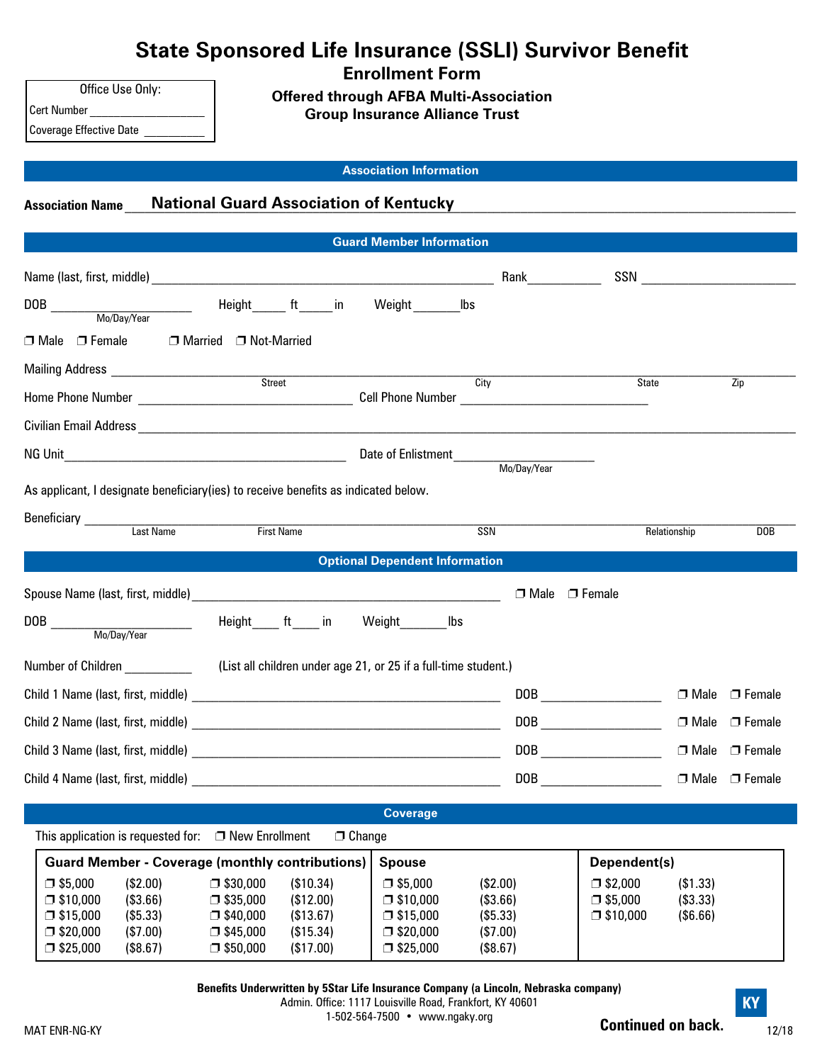# State Sponsored Life Insurance (SSLI) Survivor Benefit

## Enrollment Form

### Offered through AFBA Multi-Association Group Insurance Alliance Trust

Office Use Only:
Cert Number ____________
Coverage Effective Date ________

## Association Information

**Association Name** National Guard Association of Kentucky

## Guard Member Information

Name (last, first, middle) ________________________ Rank________ SSN ____________

DOB ____________ (Mo/Day/Year) Height_____ ft_____ in Weight_______lbs

❒ Male ❒ Female ❒ Married ❒ Not-Married

Mailing Address ________________________________________________
Street City State Zip

Home Phone Number ________________ Cell Phone Number ________________

Civilian Email Address ________________________________________________

NG Unit________________________ Date of Enlistment____________ (Mo/Day/Year)

As applicant, I designate beneficiary(ies) to receive benefits as indicated below.

Beneficiary ________________________________________________
Last Name First Name SSN Relationship DOB

## Optional Dependent Information

Spouse Name (last, first, middle) ________________________ ❒ Male ❒ Female

DOB ____________ (Mo/Day/Year) Height____ ft____ in Weight_______lbs

Number of Children ________ (List all children under age 21, or 25 if a full-time student.)

Child 1 Name (last, first, middle) ________________________ DOB ____________ ❒ Male ❒ Female

Child 2 Name (last, first, middle) ________________________ DOB ____________ ❒ Male ❒ Female

Child 3 Name (last, first, middle) ________________________ DOB ____________ ❒ Male ❒ Female

Child 4 Name (last, first, middle) ________________________ DOB ____________ ❒ Male ❒ Female

## Coverage

This application is requested for: ❒ New Enrollment ❒ Change

| Guard Member - Coverage (monthly contributions) | | | | Spouse | | Dependent(s) | |
|---|---|---|---|---|---|---|---|
| ❒ $5,000 | ($2.00) | ❒ $30,000 | ($10.34) | ❒ $5,000 | ($2.00) | ❒ $2,000 | ($1.33) |
| ❒ $10,000 | ($3.66) | ❒ $35,000 | ($12.00) | ❒ $10,000 | ($3.66) | ❒ $5,000 | ($3.33) |
| ❒ $15,000 | ($5.33) | ❒ $40,000 | ($13.67) | ❒ $15,000 | ($5.33) | ❒ $10,000 | ($6.66) |
| ❒ $20,000 | ($7.00) | ❒ $45,000 | ($15.34) | ❒ $20,000 | ($7.00) | | |
| ❒ $25,000 | ($8.67) | ❒ $50,000 | ($17.00) | ❒ $25,000 | ($8.67) | | |

**Benefits Underwritten by 5Star Life Insurance Company (a Lincoln, Nebraska company)**
Admin. Office: 1117 Louisville Road, Frankfort, KY 40601
1-502-564-7500 • www.ngaky.org

MAT ENR-NG-KY KY **Continued on back.** 12/18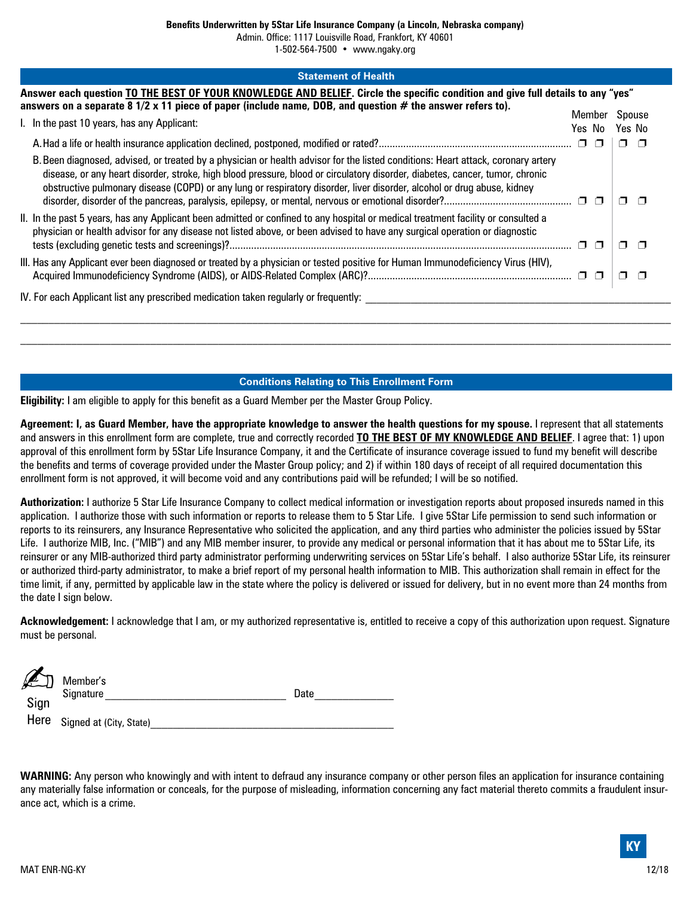**Benefits Underwritten by 5Star Life Insurance Company (a Lincoln, Nebraska company)**
Admin. Office: 1117 Louisville Road, Frankfort, KY 40601
1-502-564-7500 • www.ngaky.org

## Statement of Health

**Answer each question TO THE BEST OF YOUR KNOWLEDGE AND BELIEF. Circle the specific condition and give full details to any "yes" answers on a separate 8 1/2 x 11 piece of paper (include name, DOB, and question # the answer refers to).**

| Question | Member Yes | Member No | Spouse Yes | Spouse No |
|---|---|---|---|---|
| I. In the past 10 years, has any Applicant: | | | | |
| A. Had a life or health insurance application declined, postponed, modified or rated? | ☐ | ☐ | ☐ | ☐ |
| B. Been diagnosed, advised, or treated by a physician or health advisor for the listed conditions: Heart attack, coronary artery disease, or any heart disorder, stroke, high blood pressure, blood or circulatory disorder, diabetes, cancer, tumor, chronic obstructive pulmonary disease (COPD) or any lung or respiratory disorder, liver disorder, alcohol or drug abuse, kidney disorder, disorder of the pancreas, paralysis, epilepsy, or mental, nervous or emotional disorder? | ☐ | ☐ | ☐ | ☐ |
| II. In the past 5 years, has any Applicant been admitted or confined to any hospital or medical treatment facility or consulted a physician or health advisor for any disease not listed above, or been advised to have any surgical operation or diagnostic tests (excluding genetic tests and screenings)? | ☐ | ☐ | ☐ | ☐ |
| III. Has any Applicant ever been diagnosed or treated by a physician or tested positive for Human Immunodeficiency Virus (HIV), Acquired Immunodeficiency Syndrome (AIDS), or AIDS-Related Complex (ARC)? | ☐ | ☐ | ☐ | ☐ |

IV. For each Applicant list any prescribed medication taken regularly or frequently: ______________________________

______________________________________________________________________

______________________________________________________________________

## Conditions Relating to This Enrollment Form

**Eligibility:** I am eligible to apply for this benefit as a Guard Member per the Master Group Policy.

**Agreement: I, as Guard Member, have the appropriate knowledge to answer the health questions for my spouse.** I represent that all statements and answers in this enrollment form are complete, true and correctly recorded **TO THE BEST OF MY KNOWLEDGE AND BELIEF**. I agree that: 1) upon approval of this enrollment form by 5Star Life Insurance Company, it and the Certificate of insurance coverage issued to fund my benefit will describe the benefits and terms of coverage provided under the Master Group policy; and 2) if within 180 days of receipt of all required documentation this enrollment form is not approved, it will become void and any contributions paid will be refunded; I will be so notified.

**Authorization:** I authorize 5 Star Life Insurance Company to collect medical information or investigation reports about proposed insureds named in this application. I authorize those with such information or reports to release them to 5 Star Life. I give 5Star Life permission to send such information or reports to its reinsurers, any Insurance Representative who solicited the application, and any third parties who administer the policies issued by 5Star Life. I authorize MIB, Inc. ("MIB") and any MIB member insurer, to provide any medical or personal information that it has about me to 5Star Life, its reinsurer or any MIB-authorized third party administrator performing underwriting services on 5Star Life's behalf. I also authorize 5Star Life, its reinsurer or authorized third-party administrator, to make a brief report of my personal health information to MIB. This authorization shall remain in effect for the time limit, if any, permitted by applicable law in the state where the policy is delivered or issued for delivery, but in no event more than 24 months from the date I sign below.

**Acknowledgement:** I acknowledge that I am, or my authorized representative is, entitled to receive a copy of this authorization upon request. Signature must be personal.

Sign Here

Member's Signature ______________________________ Date ______________

Signed at (City, State) ________________________________________

**WARNING:** Any person who knowingly and with intent to defraud any insurance company or other person files an application for insurance containing any materially false information or conceals, for the purpose of misleading, information concerning any fact material thereto commits a fraudulent insurance act, which is a crime.

KY

MAT ENR-NG-KY 12/18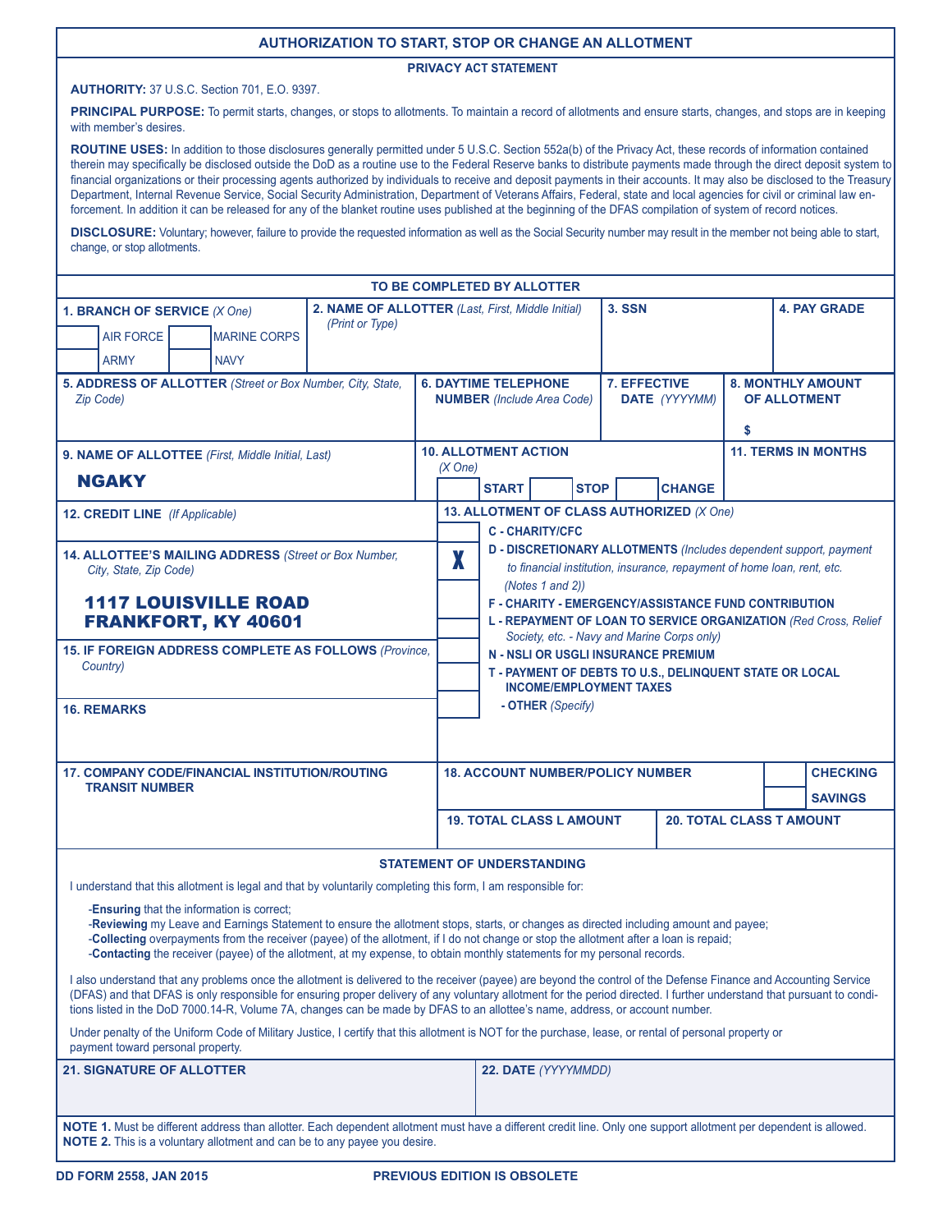# AUTHORIZATION TO START, STOP OR CHANGE AN ALLOTMENT

## PRIVACY ACT STATEMENT

**AUTHORITY:** 37 U.S.C. Section 701, E.O. 9397.

**PRINCIPAL PURPOSE:** To permit starts, changes, or stops to allotments. To maintain a record of allotments and ensure starts, changes, and stops are in keeping with member's desires.

**ROUTINE USES:** In addition to those disclosures generally permitted under 5 U.S.C. Section 552a(b) of the Privacy Act, these records of information contained therein may specifically be disclosed outside the DoD as a routine use to the Federal Reserve banks to distribute payments made through the direct deposit system to financial organizations or their processing agents authorized by individuals to receive and deposit payments in their accounts. It may also be disclosed to the Treasury Department, Internal Revenue Service, Social Security Administration, Department of Veterans Affairs, Federal, state and local agencies for civil or criminal law enforcement. In addition it can be released for any of the blanket routine uses published at the beginning of the DFAS compilation of system of record notices.

**DISCLOSURE:** Voluntary; however, failure to provide the requested information as well as the Social Security number may result in the member not being able to start, change, or stop allotments.

## TO BE COMPLETED BY ALLOTTER

**1. BRANCH OF SERVICE** *(X One)*

- [ ] AIR FORCE
- [ ] MARINE CORPS
- [ ] ARMY
- [ ] NAVY

**2. NAME OF ALLOTTER** *(Last, First, Middle Initial) (Print or Type)*

**3. SSN**

**4. PAY GRADE**

**5. ADDRESS OF ALLOTTER** *(Street or Box Number, City, State, Zip Code)*

**6. DAYTIME TELEPHONE NUMBER** *(Include Area Code)*

**7. EFFECTIVE DATE** *(YYYYMM)*

**8. MONTHLY AMOUNT OF ALLOTMENT**
$

**9. NAME OF ALLOTTEE** *(First, Middle Initial, Last)*

NGAKY

**10. ALLOTMENT ACTION** *(X One)*

- [ ] START
- [ ] STOP
- [ ] CHANGE

**11. TERMS IN MONTHS**

**12. CREDIT LINE** *(If Applicable)*

**13. ALLOTMENT OF CLASS AUTHORIZED** *(X One)*

- [ ] C - CHARITY/CFC
- [X] D - DISCRETIONARY ALLOTMENTS *(Includes dependent support, payment to financial institution, insurance, repayment of home loan, rent, etc. (Notes 1 and 2))*
- [ ] F - CHARITY - EMERGENCY/ASSISTANCE FUND CONTRIBUTION
- [ ] L - REPAYMENT OF LOAN TO SERVICE ORGANIZATION *(Red Cross, Relief Society, etc. - Navy and Marine Corps only)*
- [ ] N - NSLI OR USGLI INSURANCE PREMIUM
- [ ] T - PAYMENT OF DEBTS TO U.S., DELINQUENT STATE OR LOCAL INCOME/EMPLOYMENT TAXES
- [ ] - OTHER *(Specify)*

**14. ALLOTTEE'S MAILING ADDRESS** *(Street or Box Number, City, State, Zip Code)*

1117 LOUISVILLE ROAD
FRANKFORT, KY 40601

**15. IF FOREIGN ADDRESS COMPLETE AS FOLLOWS** *(Province, Country)*

**16. REMARKS**

**17. COMPANY CODE/FINANCIAL INSTITUTION/ROUTING TRANSIT NUMBER**

**18. ACCOUNT NUMBER/POLICY NUMBER**

- [ ] CHECKING
- [ ] SAVINGS

**19. TOTAL CLASS L AMOUNT**

**20. TOTAL CLASS T AMOUNT**

## STATEMENT OF UNDERSTANDING

I understand that this allotment is legal and that by voluntarily completing this form, I am responsible for:

- **Ensuring** that the information is correct;
- **Reviewing** my Leave and Earnings Statement to ensure the allotment stops, starts, or changes as directed including amount and payee;
- **Collecting** overpayments from the receiver (payee) of the allotment, if I do not change or stop the allotment after a loan is repaid;
- **Contacting** the receiver (payee) of the allotment, at my expense, to obtain monthly statements for my personal records.

I also understand that any problems once the allotment is delivered to the receiver (payee) are beyond the control of the Defense Finance and Accounting Service (DFAS) and that DFAS is only responsible for ensuring proper delivery of any voluntary allotment for the period directed. I further understand that pursuant to conditions listed in the DoD 7000.14-R, Volume 7A, changes can be made by DFAS to an allottee's name, address, or account number.

Under penalty of the Uniform Code of Military Justice, I certify that this allotment is NOT for the purchase, lease, or rental of personal property or payment toward personal property.

**21. SIGNATURE OF ALLOTTER**

**22. DATE** *(YYYYMMDD)*

**NOTE 1.** Must be different address than allotter. Each dependent allotment must have a different credit line. Only one support allotment per dependent is allowed.
**NOTE 2.** This is a voluntary allotment and can be to any payee you desire.

DD FORM 2558, JAN 2015 — PREVIOUS EDITION IS OBSOLETE